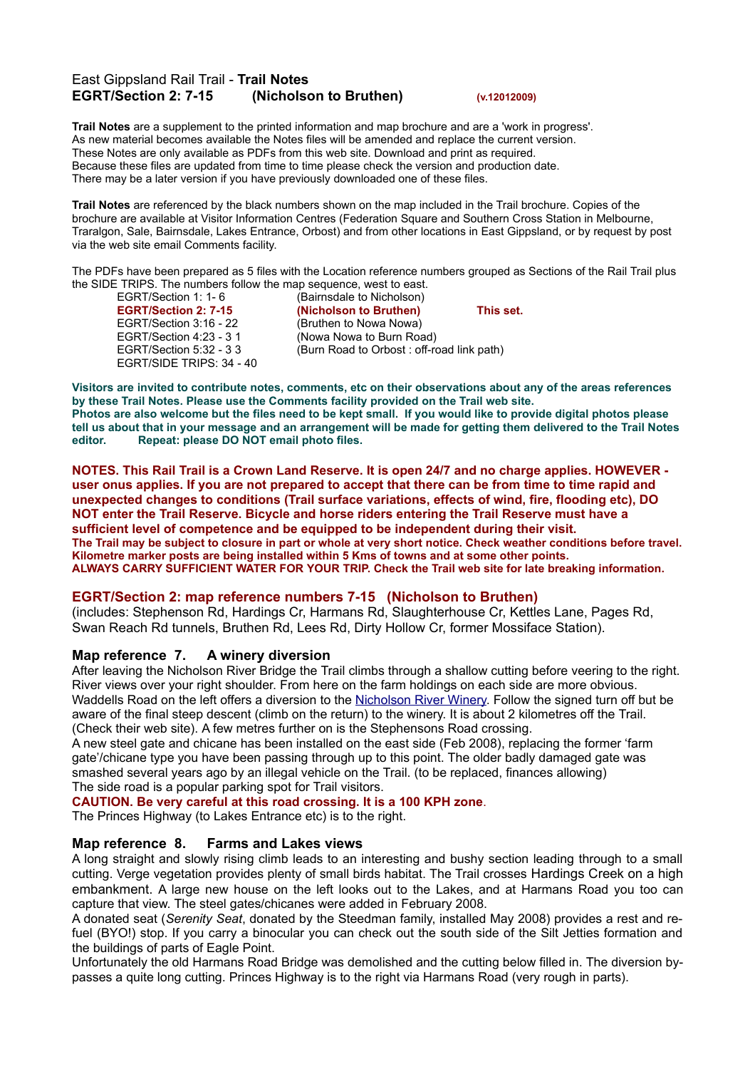# East Gippsland Rail Trail - **Trail Notes**

## EGRT/Section 2: 7-15 (Nicholson to Bruthen) (v.12012009)

**Trail Notes** are a supplement to the printed information and map brochure and are a 'work in progress'. As new material becomes available the Notes files will be amended and replace the current version. These Notes are only available as PDFs from this web site. Download and print as required. Because these files are updated from time to time please check the version and production date. There may be a later version if you have previously downloaded one of these files.

**Trail Notes** are referenced by the black numbers shown on the map included in the Trail brochure. Copies of the brochure are available at Visitor Information Centres (Federation Square and Southern Cross Station in Melbourne, Traralgon, Sale, Bairnsdale, Lakes Entrance, Orbost) and from other locations in East Gippsland, or by request by post via the web site email Comments facility.

The PDFs have been prepared as 5 files with the Location reference numbers grouped as Sections of the Rail Trail plus the SIDE TRIPS. The numbers follow the map sequence, west to east.

| | | |
|---|---|---|
| EGRT/Section 1: 1- 6 | (Bairnsdale to Nicholson) | |
| **EGRT/Section 2: 7-15** | **(Nicholson to Bruthen)** | **This set.** |
| EGRT/Section 3:16 - 22 | (Bruthen to Nowa Nowa) | |
| EGRT/Section 4:23 - 3 1 | (Nowa Nowa to Burn Road) | |
| EGRT/Section 5:32 - 3 3 | (Burn Road to Orbost : off-road link path) | |
| EGRT/SIDE TRIPS: 34 - 40 | | |

**Visitors are invited to contribute notes, comments, etc on their observations about any of the areas references by these Trail Notes. Please use the Comments facility provided on the Trail web site.**
**Photos are also welcome but the files need to be kept small. If you would like to provide digital photos please tell us about that in your message and an arrangement will be made for getting them delivered to the Trail Notes editor. Repeat: please DO NOT email photo files.**

**NOTES. This Rail Trail is a Crown Land Reserve. It is open 24/7 and no charge applies. HOWEVER - user onus applies. If you are not prepared to accept that there can be from time to time rapid and unexpected changes to conditions (Trail surface variations, effects of wind, fire, flooding etc), DO NOT enter the Trail Reserve. Bicycle and horse riders entering the Trail Reserve must have a sufficient level of competence and be equipped to be independent during their visit.**
**The Trail may be subject to closure in part or whole at very short notice. Check weather conditions before travel.**
**Kilometre marker posts are being installed within 5 Kms of towns and at some other points.**
**ALWAYS CARRY SUFFICIENT WATER FOR YOUR TRIP. Check the Trail web site for late breaking information.**

## EGRT/Section 2: map reference numbers 7-15 (Nicholson to Bruthen)

(includes: Stephenson Rd, Hardings Cr, Harmans Rd, Slaughterhouse Cr, Kettles Lane, Pages Rd, Swan Reach Rd tunnels, Bruthen Rd, Lees Rd, Dirty Hollow Cr, former Mossiface Station).

### Map reference 7. A winery diversion

After leaving the Nicholson River Bridge the Trail climbs through a shallow cutting before veering to the right. River views over your right shoulder. From here on the farm holdings on each side are more obvious. Waddells Road on the left offers a diversion to the Nicholson River Winery. Follow the signed turn off but be aware of the final steep descent (climb on the return) to the winery. It is about 2 kilometres off the Trail. (Check their web site). A few metres further on is the Stephensons Road crossing.
A new steel gate and chicane has been installed on the east side (Feb 2008), replacing the former 'farm gate'/chicane type you have been passing through up to this point. The older badly damaged gate was smashed several years ago by an illegal vehicle on the Trail. (to be replaced, finances allowing)
The side road is a popular parking spot for Trail visitors.
**CAUTION. Be very careful at this road crossing. It is a 100 KPH zone**.
The Princes Highway (to Lakes Entrance etc) is to the right.

### Map reference 8. Farms and Lakes views

A long straight and slowly rising climb leads to an interesting and bushy section leading through to a small cutting. Verge vegetation provides plenty of small birds habitat. The Trail crosses Hardings Creek on a high embankment. A large new house on the left looks out to the Lakes, and at Harmans Road you too can capture that view. The steel gates/chicanes were added in February 2008.
A donated seat (*Serenity Seat*, donated by the Steedman family, installed May 2008) provides a rest and re-fuel (BYO!) stop. If you carry a binocular you can check out the south side of the Silt Jetties formation and the buildings of parts of Eagle Point.
Unfortunately the old Harmans Road Bridge was demolished and the cutting below filled in. The diversion by-passes a quite long cutting. Princes Highway is to the right via Harmans Road (very rough in parts).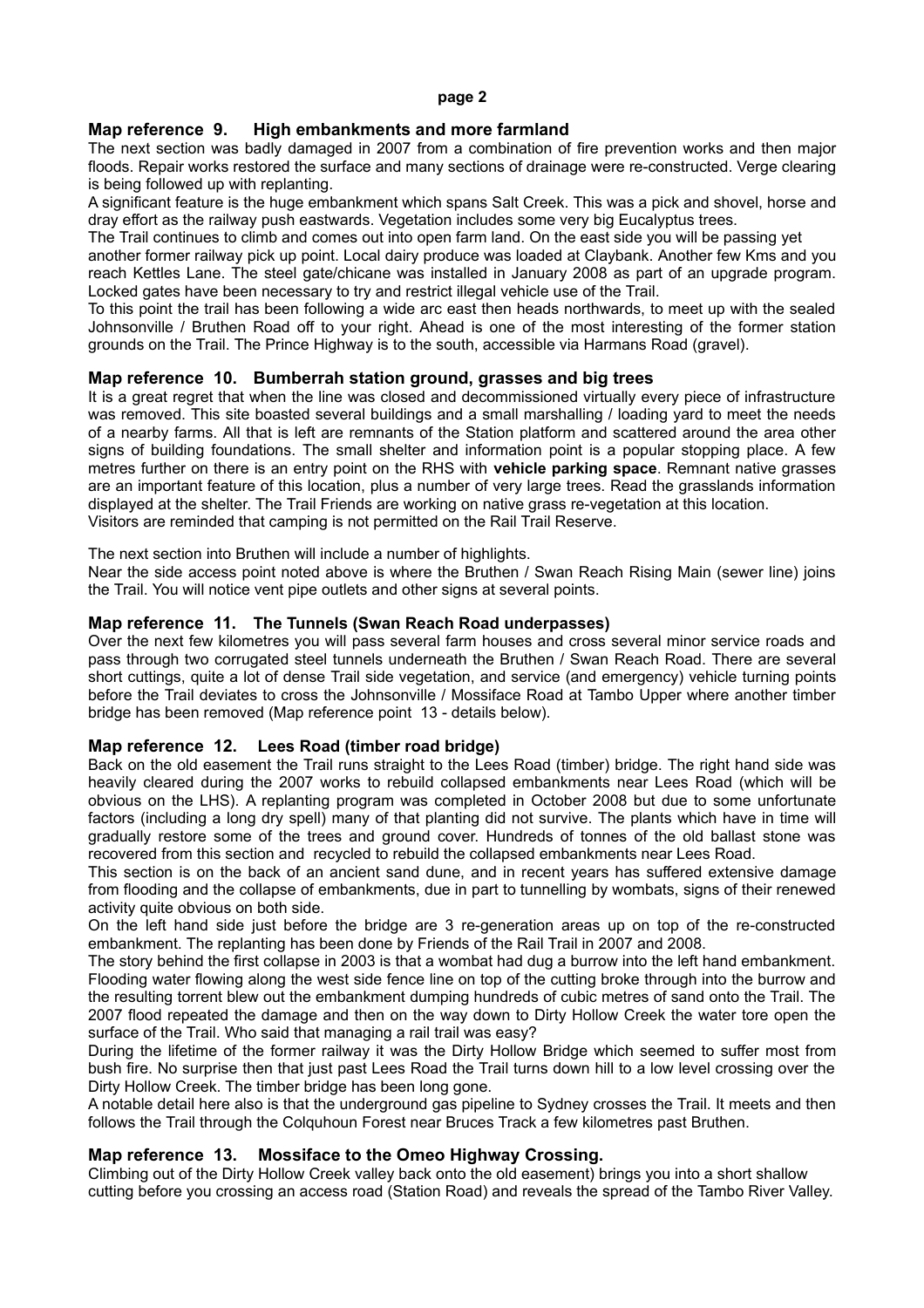## Map reference 9. High embankments and more farmland

The next section was badly damaged in 2007 from a combination of fire prevention works and then major floods. Repair works restored the surface and many sections of drainage were re-constructed. Verge clearing is being followed up with replanting.

A significant feature is the huge embankment which spans Salt Creek. This was a pick and shovel, horse and dray effort as the railway push eastwards. Vegetation includes some very big Eucalyptus trees.

The Trail continues to climb and comes out into open farm land. On the east side you will be passing yet another former railway pick up point. Local dairy produce was loaded at Claybank. Another few Kms and you reach Kettles Lane. The steel gate/chicane was installed in January 2008 as part of an upgrade program. Locked gates have been necessary to try and restrict illegal vehicle use of the Trail.

To this point the trail has been following a wide arc east then heads northwards, to meet up with the sealed Johnsonville / Bruthen Road off to your right. Ahead is one of the most interesting of the former station grounds on the Trail. The Prince Highway is to the south, accessible via Harmans Road (gravel).

## Map reference 10. Bumberrah station ground, grasses and big trees

It is a great regret that when the line was closed and decommissioned virtually every piece of infrastructure was removed. This site boasted several buildings and a small marshalling / loading yard to meet the needs of a nearby farms. All that is left are remnants of the Station platform and scattered around the area other signs of building foundations. The small shelter and information point is a popular stopping place. A few metres further on there is an entry point on the RHS with **vehicle parking space**. Remnant native grasses are an important feature of this location, plus a number of very large trees. Read the grasslands information displayed at the shelter. The Trail Friends are working on native grass re-vegetation at this location.
Visitors are reminded that camping is not permitted on the Rail Trail Reserve.

The next section into Bruthen will include a number of highlights.

Near the side access point noted above is where the Bruthen / Swan Reach Rising Main (sewer line) joins the Trail. You will notice vent pipe outlets and other signs at several points.

## Map reference 11. The Tunnels (Swan Reach Road underpasses)

Over the next few kilometres you will pass several farm houses and cross several minor service roads and pass through two corrugated steel tunnels underneath the Bruthen / Swan Reach Road. There are several short cuttings, quite a lot of dense Trail side vegetation, and service (and emergency) vehicle turning points before the Trail deviates to cross the Johnsonville / Mossiface Road at Tambo Upper where another timber bridge has been removed (Map reference point 13 - details below).

## Map reference 12. Lees Road (timber road bridge)

Back on the old easement the Trail runs straight to the Lees Road (timber) bridge. The right hand side was heavily cleared during the 2007 works to rebuild collapsed embankments near Lees Road (which will be obvious on the LHS). A replanting program was completed in October 2008 but due to some unfortunate factors (including a long dry spell) many of that planting did not survive. The plants which have in time will gradually restore some of the trees and ground cover. Hundreds of tonnes of the old ballast stone was recovered from this section and recycled to rebuild the collapsed embankments near Lees Road.

This section is on the back of an ancient sand dune, and in recent years has suffered extensive damage from flooding and the collapse of embankments, due in part to tunnelling by wombats, signs of their renewed activity quite obvious on both side.

On the left hand side just before the bridge are 3 re-generation areas up on top of the re-constructed embankment. The replanting has been done by Friends of the Rail Trail in 2007 and 2008.

The story behind the first collapse in 2003 is that a wombat had dug a burrow into the left hand embankment. Flooding water flowing along the west side fence line on top of the cutting broke through into the burrow and the resulting torrent blew out the embankment dumping hundreds of cubic metres of sand onto the Trail. The 2007 flood repeated the damage and then on the way down to Dirty Hollow Creek the water tore open the surface of the Trail. Who said that managing a rail trail was easy?

During the lifetime of the former railway it was the Dirty Hollow Bridge which seemed to suffer most from bush fire. No surprise then that just past Lees Road the Trail turns down hill to a low level crossing over the Dirty Hollow Creek. The timber bridge has been long gone.

A notable detail here also is that the underground gas pipeline to Sydney crosses the Trail. It meets and then follows the Trail through the Colquhoun Forest near Bruces Track a few kilometres past Bruthen.

## Map reference 13. Mossiface to the Omeo Highway Crossing.

Climbing out of the Dirty Hollow Creek valley back onto the old easement) brings you into a short shallow cutting before you crossing an access road (Station Road) and reveals the spread of the Tambo River Valley.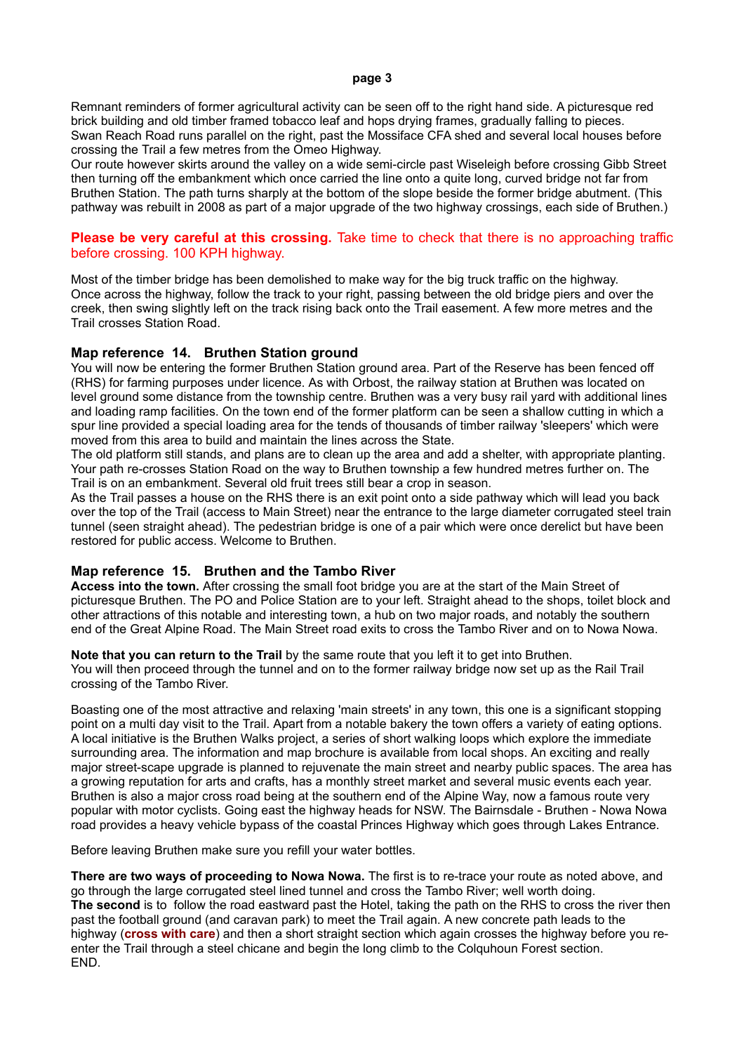Remnant reminders of former agricultural activity can be seen off to the right hand side. A picturesque red brick building and old timber framed tobacco leaf and hops drying frames, gradually falling to pieces. Swan Reach Road runs parallel on the right, past the Mossiface CFA shed and several local houses before crossing the Trail a few metres from the Omeo Highway.

Our route however skirts around the valley on a wide semi-circle past Wiseleigh before crossing Gibb Street then turning off the embankment which once carried the line onto a quite long, curved bridge not far from Bruthen Station. The path turns sharply at the bottom of the slope beside the former bridge abutment. (This pathway was rebuilt in 2008 as part of a major upgrade of the two highway crossings, each side of Bruthen.)

**Please be very careful at this crossing.** Take time to check that there is no approaching traffic before crossing. 100 KPH highway.

Most of the timber bridge has been demolished to make way for the big truck traffic on the highway. Once across the highway, follow the track to your right, passing between the old bridge piers and over the creek, then swing slightly left on the track rising back onto the Trail easement. A few more metres and the Trail crosses Station Road.

### Map reference 14. Bruthen Station ground

You will now be entering the former Bruthen Station ground area. Part of the Reserve has been fenced off (RHS) for farming purposes under licence. As with Orbost, the railway station at Bruthen was located on level ground some distance from the township centre. Bruthen was a very busy rail yard with additional lines and loading ramp facilities. On the town end of the former platform can be seen a shallow cutting in which a spur line provided a special loading area for the tends of thousands of timber railway 'sleepers' which were moved from this area to build and maintain the lines across the State.

The old platform still stands, and plans are to clean up the area and add a shelter, with appropriate planting. Your path re-crosses Station Road on the way to Bruthen township a few hundred metres further on. The Trail is on an embankment. Several old fruit trees still bear a crop in season.

As the Trail passes a house on the RHS there is an exit point onto a side pathway which will lead you back over the top of the Trail (access to Main Street) near the entrance to the large diameter corrugated steel train tunnel (seen straight ahead). The pedestrian bridge is one of a pair which were once derelict but have been restored for public access. Welcome to Bruthen.

### Map reference 15. Bruthen and the Tambo River

**Access into the town.** After crossing the small foot bridge you are at the start of the Main Street of picturesque Bruthen. The PO and Police Station are to your left. Straight ahead to the shops, toilet block and other attractions of this notable and interesting town, a hub on two major roads, and notably the southern end of the Great Alpine Road. The Main Street road exits to cross the Tambo River and on to Nowa Nowa.

**Note that you can return to the Trail** by the same route that you left it to get into Bruthen.
You will then proceed through the tunnel and on to the former railway bridge now set up as the Rail Trail crossing of the Tambo River.

Boasting one of the most attractive and relaxing 'main streets' in any town, this one is a significant stopping point on a multi day visit to the Trail. Apart from a notable bakery the town offers a variety of eating options. A local initiative is the Bruthen Walks project, a series of short walking loops which explore the immediate surrounding area. The information and map brochure is available from local shops. An exciting and really major street-scape upgrade is planned to rejuvenate the main street and nearby public spaces. The area has a growing reputation for arts and crafts, has a monthly street market and several music events each year. Bruthen is also a major cross road being at the southern end of the Alpine Way, now a famous route very popular with motor cyclists. Going east the highway heads for NSW. The Bairnsdale - Bruthen - Nowa Nowa road provides a heavy vehicle bypass of the coastal Princes Highway which goes through Lakes Entrance.

Before leaving Bruthen make sure you refill your water bottles.

**There are two ways of proceeding to Nowa Nowa.** The first is to re-trace your route as noted above, and go through the large corrugated steel lined tunnel and cross the Tambo River; well worth doing.
**The second** is to follow the road eastward past the Hotel, taking the path on the RHS to cross the river then past the football ground (and caravan park) to meet the Trail again. A new concrete path leads to the highway (**cross with care**) and then a short straight section which again crosses the highway before you re-enter the Trail through a steel chicane and begin the long climb to the Colquhoun Forest section.
END.